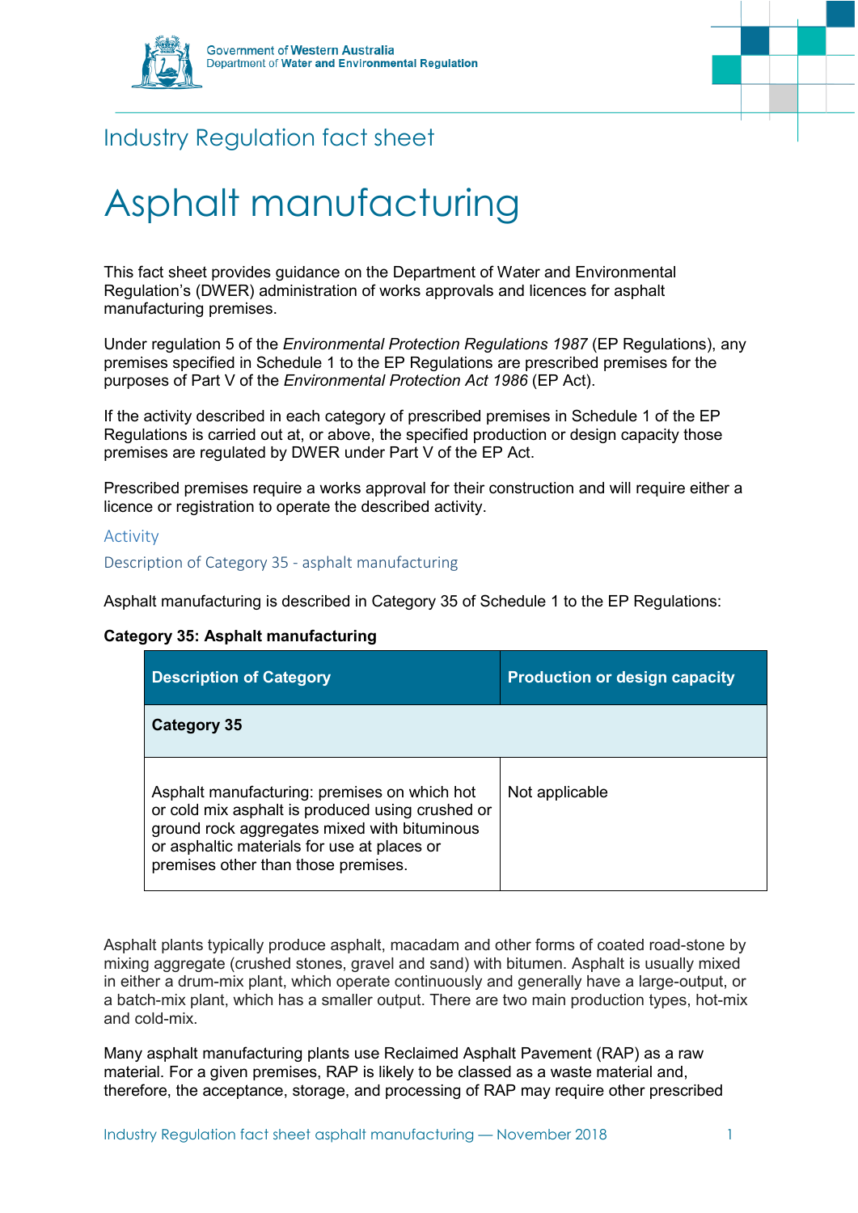Government of Western Australia
Department of Water and Environmental Regulation

Industry Regulation fact sheet

# Asphalt manufacturing

This fact sheet provides guidance on the Department of Water and Environmental Regulation's (DWER) administration of works approvals and licences for asphalt manufacturing premises.

Under regulation 5 of the *Environmental Protection Regulations 1987* (EP Regulations), any premises specified in Schedule 1 to the EP Regulations are prescribed premises for the purposes of Part V of the *Environmental Protection Act 1986* (EP Act).

If the activity described in each category of prescribed premises in Schedule 1 of the EP Regulations is carried out at, or above, the specified production or design capacity those premises are regulated by DWER under Part V of the EP Act.

Prescribed premises require a works approval for their construction and will require either a licence or registration to operate the described activity.

## Activity

### Description of Category 35 - asphalt manufacturing

Asphalt manufacturing is described in Category 35 of Schedule 1 to the EP Regulations:

**Category 35: Asphalt manufacturing**

| Description of Category | Production or design capacity |
|---|---|
| **Category 35** | |
| Asphalt manufacturing: premises on which hot or cold mix asphalt is produced using crushed or ground rock aggregates mixed with bituminous or asphaltic materials for use at places or premises other than those premises. | Not applicable |

Asphalt plants typically produce asphalt, macadam and other forms of coated road-stone by mixing aggregate (crushed stones, gravel and sand) with bitumen. Asphalt is usually mixed in either a drum-mix plant, which operate continuously and generally have a large-output, or a batch-mix plant, which has a smaller output. There are two main production types, hot-mix and cold-mix.

Many asphalt manufacturing plants use Reclaimed Asphalt Pavement (RAP) as a raw material. For a given premises, RAP is likely to be classed as a waste material and, therefore, the acceptance, storage, and processing of RAP may require other prescribed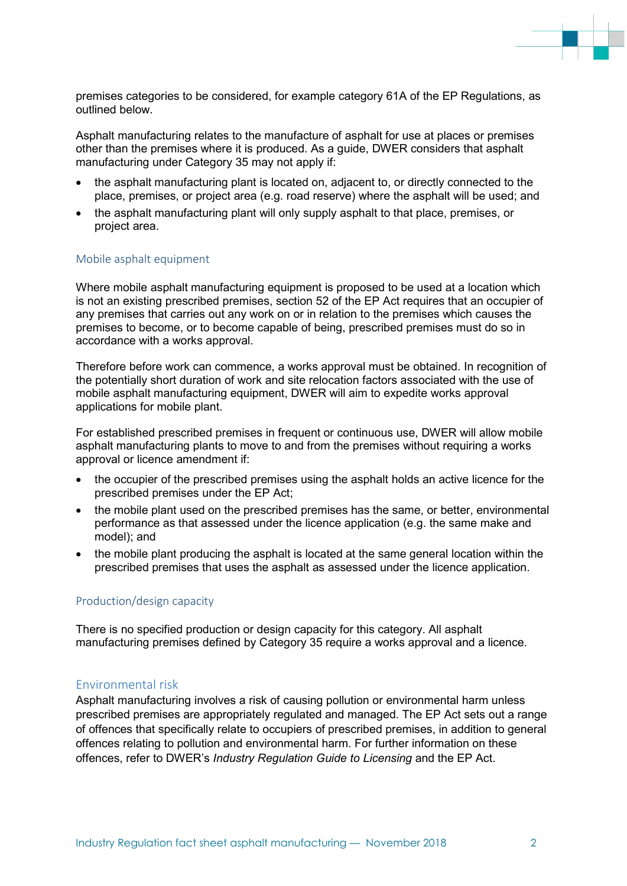premises categories to be considered, for example category 61A of the EP Regulations, as outlined below.

Asphalt manufacturing relates to the manufacture of asphalt for use at places or premises other than the premises where it is produced. As a guide, DWER considers that asphalt manufacturing under Category 35 may not apply if:

- the asphalt manufacturing plant is located on, adjacent to, or directly connected to the place, premises, or project area (e.g. road reserve) where the asphalt will be used; and
- the asphalt manufacturing plant will only supply asphalt to that place, premises, or project area.

### Mobile asphalt equipment

Where mobile asphalt manufacturing equipment is proposed to be used at a location which is not an existing prescribed premises, section 52 of the EP Act requires that an occupier of any premises that carries out any work on or in relation to the premises which causes the premises to become, or to become capable of being, prescribed premises must do so in accordance with a works approval.

Therefore before work can commence, a works approval must be obtained. In recognition of the potentially short duration of work and site relocation factors associated with the use of mobile asphalt manufacturing equipment, DWER will aim to expedite works approval applications for mobile plant.

For established prescribed premises in frequent or continuous use, DWER will allow mobile asphalt manufacturing plants to move to and from the premises without requiring a works approval or licence amendment if:

- the occupier of the prescribed premises using the asphalt holds an active licence for the prescribed premises under the EP Act;
- the mobile plant used on the prescribed premises has the same, or better, environmental performance as that assessed under the licence application (e.g. the same make and model); and
- the mobile plant producing the asphalt is located at the same general location within the prescribed premises that uses the asphalt as assessed under the licence application.

### Production/design capacity

There is no specified production or design capacity for this category. All asphalt manufacturing premises defined by Category 35 require a works approval and a licence.

### Environmental risk

Asphalt manufacturing involves a risk of causing pollution or environmental harm unless prescribed premises are appropriately regulated and managed. The EP Act sets out a range of offences that specifically relate to occupiers of prescribed premises, in addition to general offences relating to pollution and environmental harm. For further information on these offences, refer to DWER's *Industry Regulation Guide to Licensing* and the EP Act.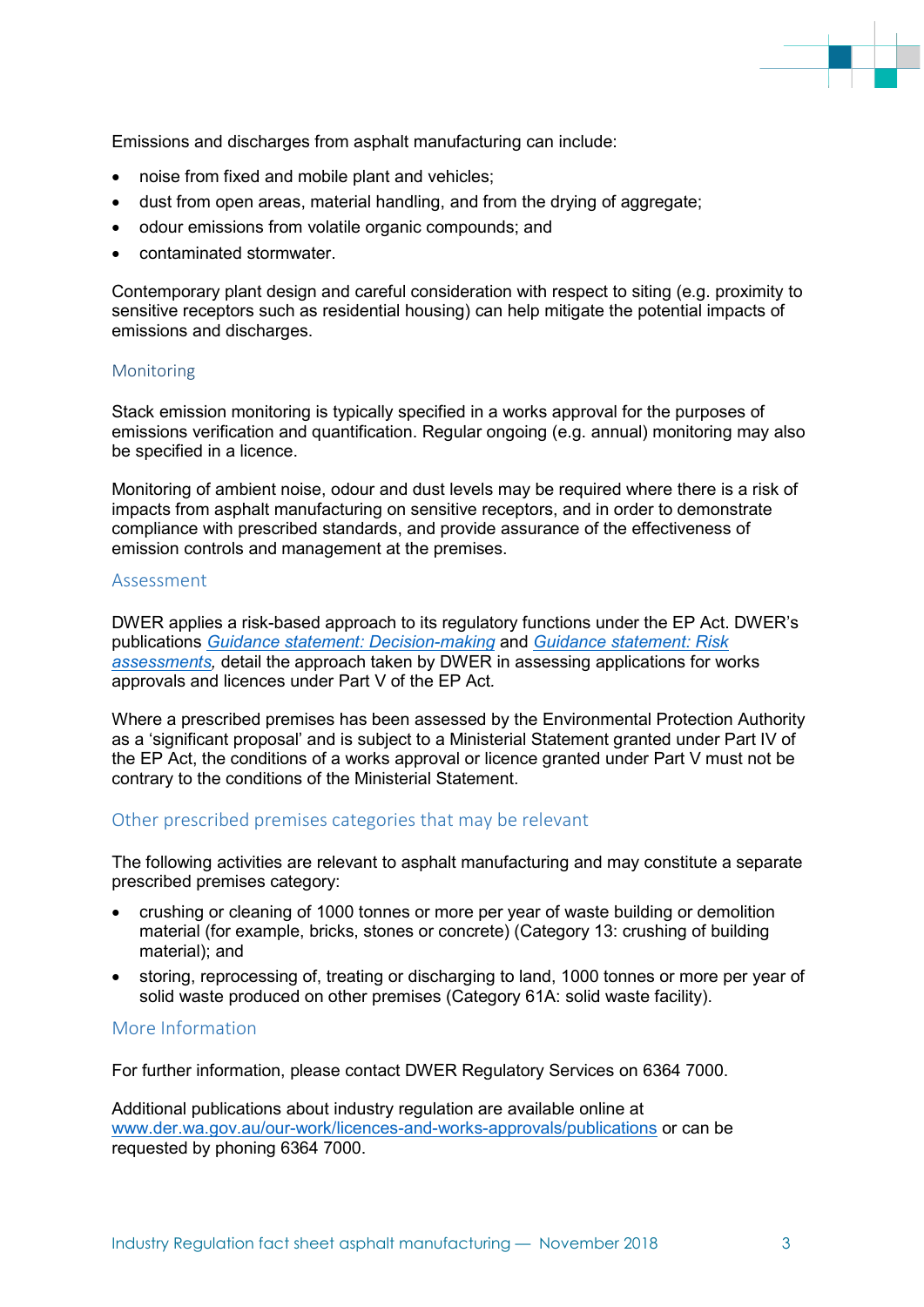Emissions and discharges from asphalt manufacturing can include:

- noise from fixed and mobile plant and vehicles;
- dust from open areas, material handling, and from the drying of aggregate;
- odour emissions from volatile organic compounds; and
- contaminated stormwater.

Contemporary plant design and careful consideration with respect to siting (e.g. proximity to sensitive receptors such as residential housing) can help mitigate the potential impacts of emissions and discharges.

## Monitoring

Stack emission monitoring is typically specified in a works approval for the purposes of emissions verification and quantification. Regular ongoing (e.g. annual) monitoring may also be specified in a licence.

Monitoring of ambient noise, odour and dust levels may be required where there is a risk of impacts from asphalt manufacturing on sensitive receptors, and in order to demonstrate compliance with prescribed standards, and provide assurance of the effectiveness of emission controls and management at the premises.

## Assessment

DWER applies a risk-based approach to its regulatory functions under the EP Act. DWER's publications *Guidance statement: Decision-making* and *Guidance statement: Risk assessments*, detail the approach taken by DWER in assessing applications for works approvals and licences under Part V of the EP Act.

Where a prescribed premises has been assessed by the Environmental Protection Authority as a 'significant proposal' and is subject to a Ministerial Statement granted under Part IV of the EP Act, the conditions of a works approval or licence granted under Part V must not be contrary to the conditions of the Ministerial Statement.

## Other prescribed premises categories that may be relevant

The following activities are relevant to asphalt manufacturing and may constitute a separate prescribed premises category:

- crushing or cleaning of 1000 tonnes or more per year of waste building or demolition material (for example, bricks, stones or concrete) (Category 13: crushing of building material); and
- storing, reprocessing of, treating or discharging to land, 1000 tonnes or more per year of solid waste produced on other premises (Category 61A: solid waste facility).

## More Information

For further information, please contact DWER Regulatory Services on 6364 7000.

Additional publications about industry regulation are available online at www.der.wa.gov.au/our-work/licences-and-works-approvals/publications or can be requested by phoning 6364 7000.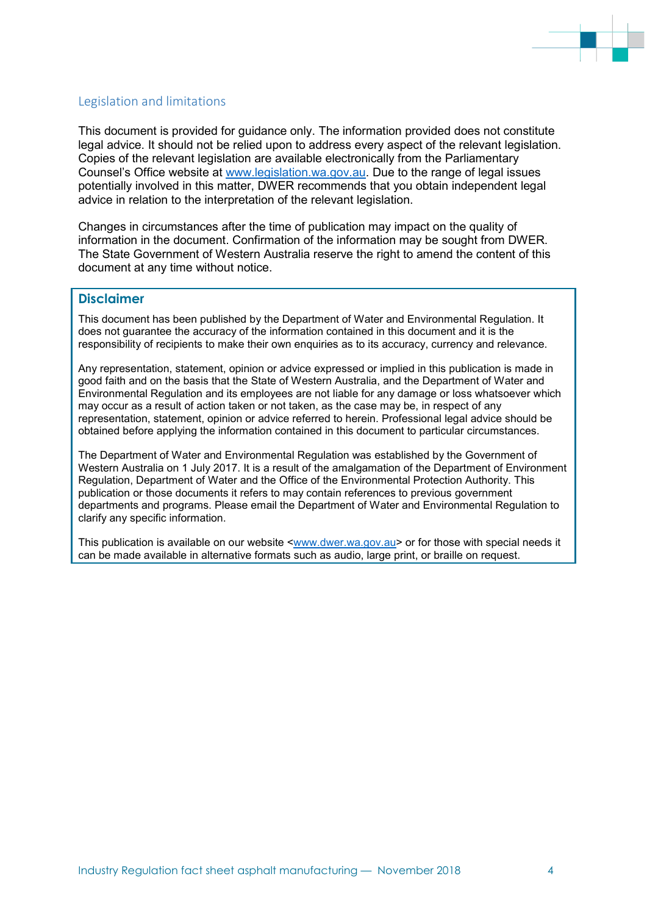## Legislation and limitations

This document is provided for guidance only. The information provided does not constitute legal advice. It should not be relied upon to address every aspect of the relevant legislation. Copies of the relevant legislation are available electronically from the Parliamentary Counsel's Office website at www.legislation.wa.gov.au. Due to the range of legal issues potentially involved in this matter, DWER recommends that you obtain independent legal advice in relation to the interpretation of the relevant legislation.

Changes in circumstances after the time of publication may impact on the quality of information in the document. Confirmation of the information may be sought from DWER. The State Government of Western Australia reserve the right to amend the content of this document at any time without notice.

### Disclaimer

This document has been published by the Department of Water and Environmental Regulation. It does not guarantee the accuracy of the information contained in this document and it is the responsibility of recipients to make their own enquiries as to its accuracy, currency and relevance.

Any representation, statement, opinion or advice expressed or implied in this publication is made in good faith and on the basis that the State of Western Australia, and the Department of Water and Environmental Regulation and its employees are not liable for any damage or loss whatsoever which may occur as a result of action taken or not taken, as the case may be, in respect of any representation, statement, opinion or advice referred to herein. Professional legal advice should be obtained before applying the information contained in this document to particular circumstances.

The Department of Water and Environmental Regulation was established by the Government of Western Australia on 1 July 2017. It is a result of the amalgamation of the Department of Environment Regulation, Department of Water and the Office of the Environmental Protection Authority. This publication or those documents it refers to may contain references to previous government departments and programs. Please email the Department of Water and Environmental Regulation to clarify any specific information.

This publication is available on our website <www.dwer.wa.gov.au> or for those with special needs it can be made available in alternative formats such as audio, large print, or braille on request.